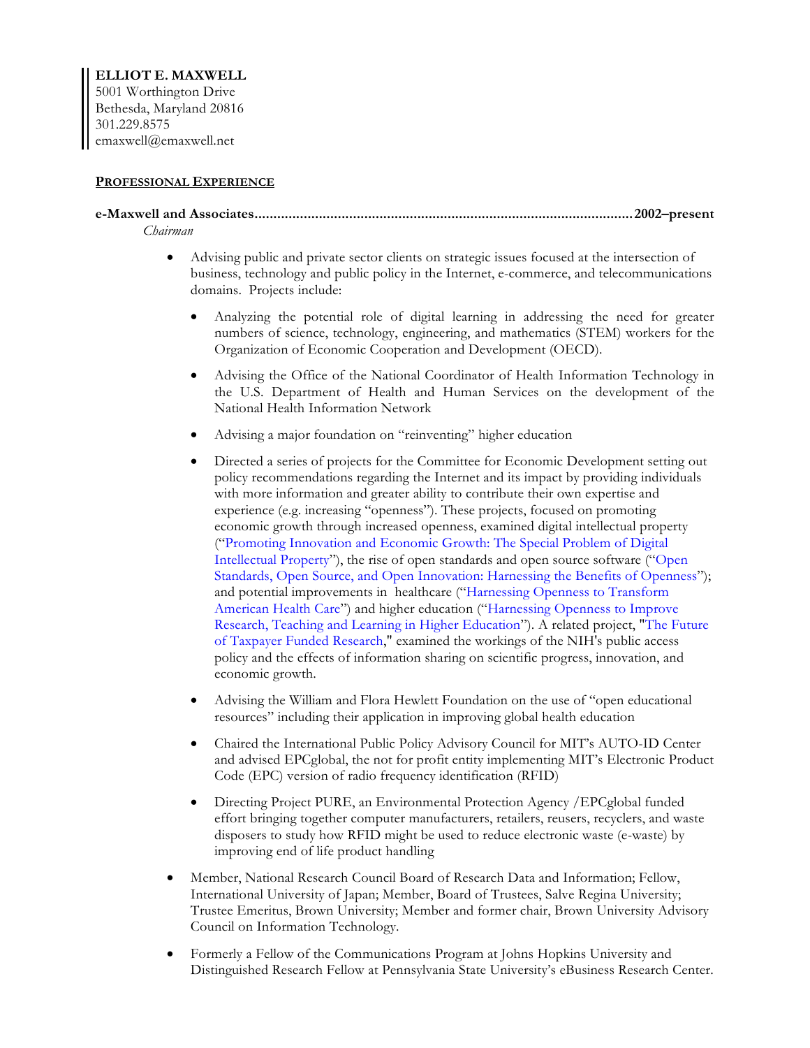**ELLIOT E. MAXWELL**
5001 Worthington Drive
Bethesda, Maryland 20816
301.229.8575
emaxwell@emaxwell.net

## PROFESSIONAL EXPERIENCE

**e-Maxwell and Associates................................................................................................2002–present**
*Chairman*

- Advising public and private sector clients on strategic issues focused at the intersection of business, technology and public policy in the Internet, e-commerce, and telecommunications domains. Projects include:
  - Analyzing the potential role of digital learning in addressing the need for greater numbers of science, technology, engineering, and mathematics (STEM) workers for the Organization of Economic Cooperation and Development (OECD).
  - Advising the Office of the National Coordinator of Health Information Technology in the U.S. Department of Health and Human Services on the development of the National Health Information Network
  - Advising a major foundation on "reinventing" higher education
  - Directed a series of projects for the Committee for Economic Development setting out policy recommendations regarding the Internet and its impact by providing individuals with more information and greater ability to contribute their own expertise and experience (e.g. increasing "openness"). These projects, focused on promoting economic growth through increased openness, examined digital intellectual property ("Promoting Innovation and Economic Growth: The Special Problem of Digital Intellectual Property"), the rise of open standards and open source software ("Open Standards, Open Source, and Open Innovation: Harnessing the Benefits of Openness"); and potential improvements in healthcare ("Harnessing Openness to Transform American Health Care") and higher education ("Harnessing Openness to Improve Research, Teaching and Learning in Higher Education"). A related project, "The Future of Taxpayer Funded Research," examined the workings of the NIH's public access policy and the effects of information sharing on scientific progress, innovation, and economic growth.
  - Advising the William and Flora Hewlett Foundation on the use of "open educational resources" including their application in improving global health education
  - Chaired the International Public Policy Advisory Council for MIT's AUTO-ID Center and advised EPCglobal, the not for profit entity implementing MIT's Electronic Product Code (EPC) version of radio frequency identification (RFID)
  - Directing Project PURE, an Environmental Protection Agency /EPCglobal funded effort bringing together computer manufacturers, retailers, reusers, recyclers, and waste disposers to study how RFID might be used to reduce electronic waste (e-waste) by improving end of life product handling
- Member, National Research Council Board of Research Data and Information; Fellow, International University of Japan; Member, Board of Trustees, Salve Regina University; Trustee Emeritus, Brown University; Member and former chair, Brown University Advisory Council on Information Technology.
- Formerly a Fellow of the Communications Program at Johns Hopkins University and Distinguished Research Fellow at Pennsylvania State University's eBusiness Research Center.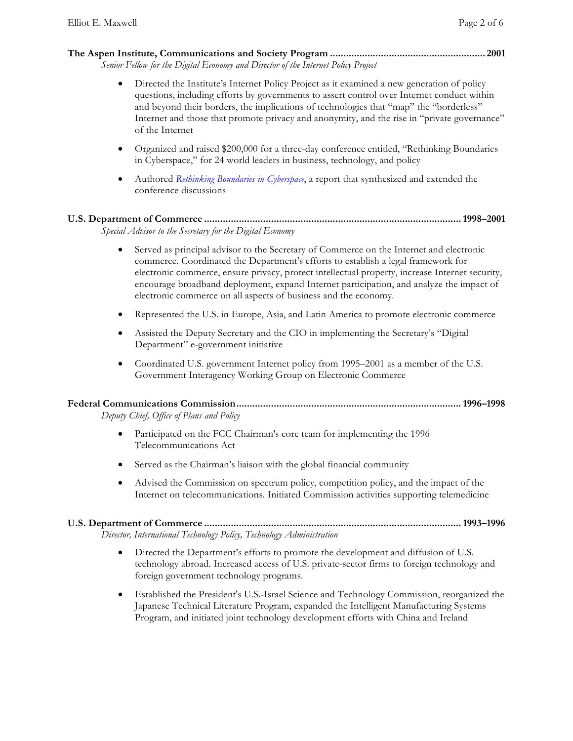**The Aspen Institute, Communications and Society Program .......................................................... 2001**
*Senior Fellow for the Digital Economy and Director of the Internet Policy Project*

- Directed the Institute's Internet Policy Project as it examined a new generation of policy questions, including efforts by governments to assert control over Internet conduct within and beyond their borders, the implications of technologies that "map" the "borderless" Internet and those that promote privacy and anonymity, and the rise in "private governance" of the Internet
- Organized and raised $200,000 for a three-day conference entitled, "Rethinking Boundaries in Cyberspace," for 24 world leaders in business, technology, and policy
- Authored *Rethinking Boundaries in Cyberspace*, a report that synthesized and extended the conference discussions

**U.S. Department of Commerce ................................................................................................ 1998–2001**
*Special Advisor to the Secretary for the Digital Economy*

- Served as principal advisor to the Secretary of Commerce on the Internet and electronic commerce. Coordinated the Department's efforts to establish a legal framework for electronic commerce, ensure privacy, protect intellectual property, increase Internet security, encourage broadband deployment, expand Internet participation, and analyze the impact of electronic commerce on all aspects of business and the economy.
- Represented the U.S. in Europe, Asia, and Latin America to promote electronic commerce
- Assisted the Deputy Secretary and the CIO in implementing the Secretary's "Digital Department" e-government initiative
- Coordinated U.S. government Internet policy from 1995–2001 as a member of the U.S. Government Interagency Working Group on Electronic Commerce

**Federal Communications Commission.................................................................................. 1996–1998**
*Deputy Chief, Office of Plans and Policy*

- Participated on the FCC Chairman's core team for implementing the 1996 Telecommunications Act
- Served as the Chairman's liaison with the global financial community
- Advised the Commission on spectrum policy, competition policy, and the impact of the Internet on telecommunications. Initiated Commission activities supporting telemedicine

**U.S. Department of Commerce ................................................................................................ 1993–1996**
*Director, International Technology Policy, Technology Administration*

- Directed the Department's efforts to promote the development and diffusion of U.S. technology abroad. Increased access of U.S. private-sector firms to foreign technology and foreign government technology programs.
- Established the President's U.S.-Israel Science and Technology Commission, reorganized the Japanese Technical Literature Program, expanded the Intelligent Manufacturing Systems Program, and initiated joint technology development efforts with China and Ireland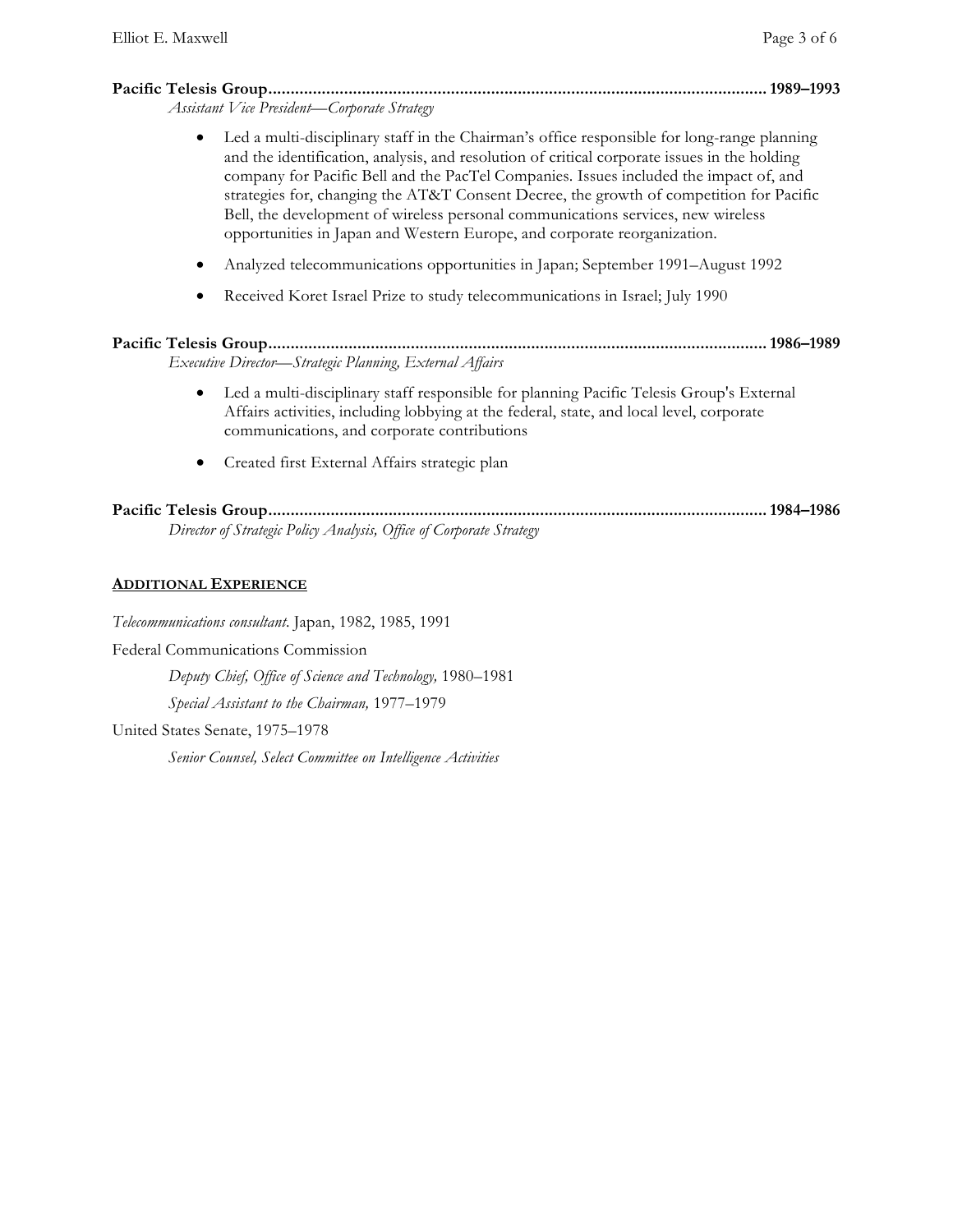**Pacific Telesis Group............................................................................................................. 1989–1993**
*Assistant Vice President—Corporate Strategy*

- Led a multi-disciplinary staff in the Chairman's office responsible for long-range planning and the identification, analysis, and resolution of critical corporate issues in the holding company for Pacific Bell and the PacTel Companies. Issues included the impact of, and strategies for, changing the AT&T Consent Decree, the growth of competition for Pacific Bell, the development of wireless personal communications services, new wireless opportunities in Japan and Western Europe, and corporate reorganization.
- Analyzed telecommunications opportunities in Japan; September 1991–August 1992
- Received Koret Israel Prize to study telecommunications in Israel; July 1990

**Pacific Telesis Group............................................................................................................. 1986–1989**
*Executive Director—Strategic Planning, External Affairs*

- Led a multi-disciplinary staff responsible for planning Pacific Telesis Group's External Affairs activities, including lobbying at the federal, state, and local level, corporate communications, and corporate contributions
- Created first External Affairs strategic plan

**Pacific Telesis Group............................................................................................................. 1984–1986**
*Director of Strategic Policy Analysis, Office of Corporate Strategy*

## ADDITIONAL EXPERIENCE

*Telecommunications consultant*. Japan, 1982, 1985, 1991

Federal Communications Commission

*Deputy Chief, Office of Science and Technology,* 1980–1981

*Special Assistant to the Chairman,* 1977–1979

United States Senate, 1975–1978

*Senior Counsel, Select Committee on Intelligence Activities*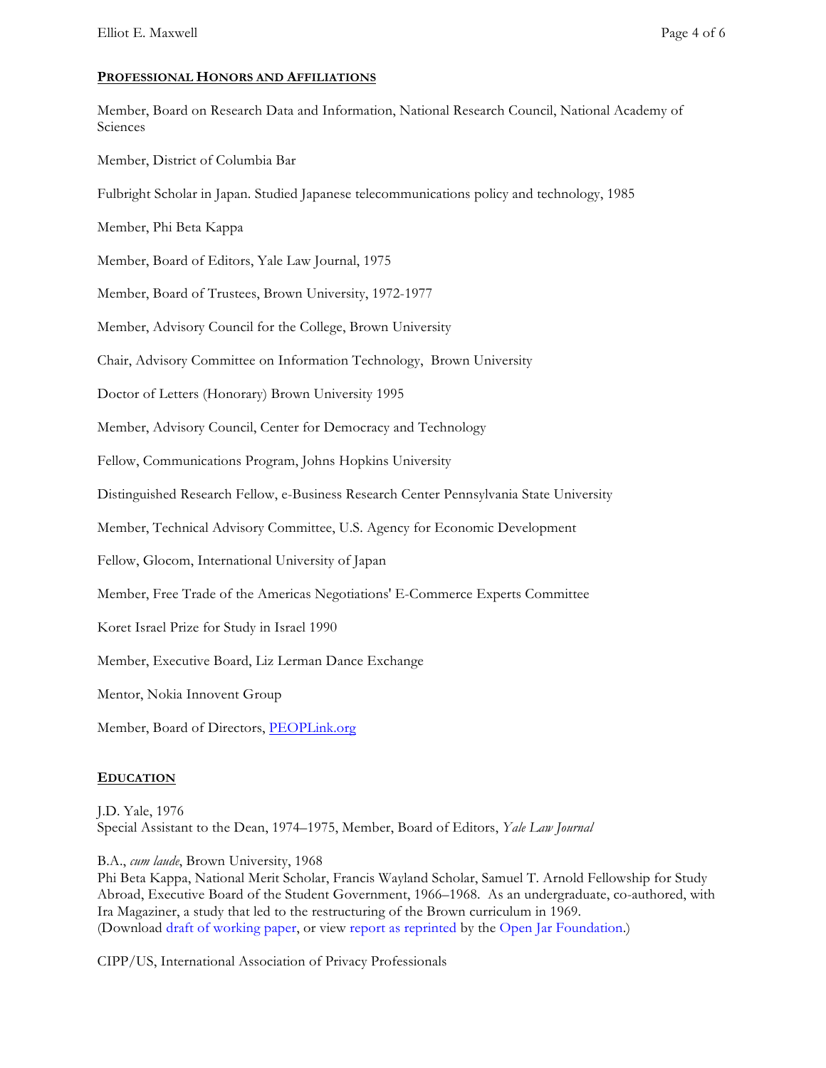## PROFESSIONAL HONORS AND AFFILIATIONS

Member, Board on Research Data and Information, National Research Council, National Academy of Sciences

Member, District of Columbia Bar

Fulbright Scholar in Japan. Studied Japanese telecommunications policy and technology, 1985

Member, Phi Beta Kappa

Member, Board of Editors, Yale Law Journal, 1975

Member, Board of Trustees, Brown University, 1972-1977

Member, Advisory Council for the College, Brown University

Chair, Advisory Committee on Information Technology, Brown University

Doctor of Letters (Honorary) Brown University 1995

Member, Advisory Council, Center for Democracy and Technology

Fellow, Communications Program, Johns Hopkins University

Distinguished Research Fellow, e-Business Research Center Pennsylvania State University

Member, Technical Advisory Committee, U.S. Agency for Economic Development

Fellow, Glocom, International University of Japan

Member, Free Trade of the Americas Negotiations' E-Commerce Experts Committee

Koret Israel Prize for Study in Israel 1990

Member, Executive Board, Liz Lerman Dance Exchange

Mentor, Nokia Innovent Group

Member, Board of Directors, PEOPLink.org

## EDUCATION

J.D. Yale, 1976
Special Assistant to the Dean, 1974–1975, Member, Board of Editors, *Yale Law Journal*

B.A., *cum laude*, Brown University, 1968
Phi Beta Kappa, National Merit Scholar, Francis Wayland Scholar, Samuel T. Arnold Fellowship for Study Abroad, Executive Board of the Student Government, 1966–1968. As an undergraduate, co-authored, with Ira Magaziner, a study that led to the restructuring of the Brown curriculum in 1969.
(Download draft of working paper, or view report as reprinted by the Open Jar Foundation.)

CIPP/US, International Association of Privacy Professionals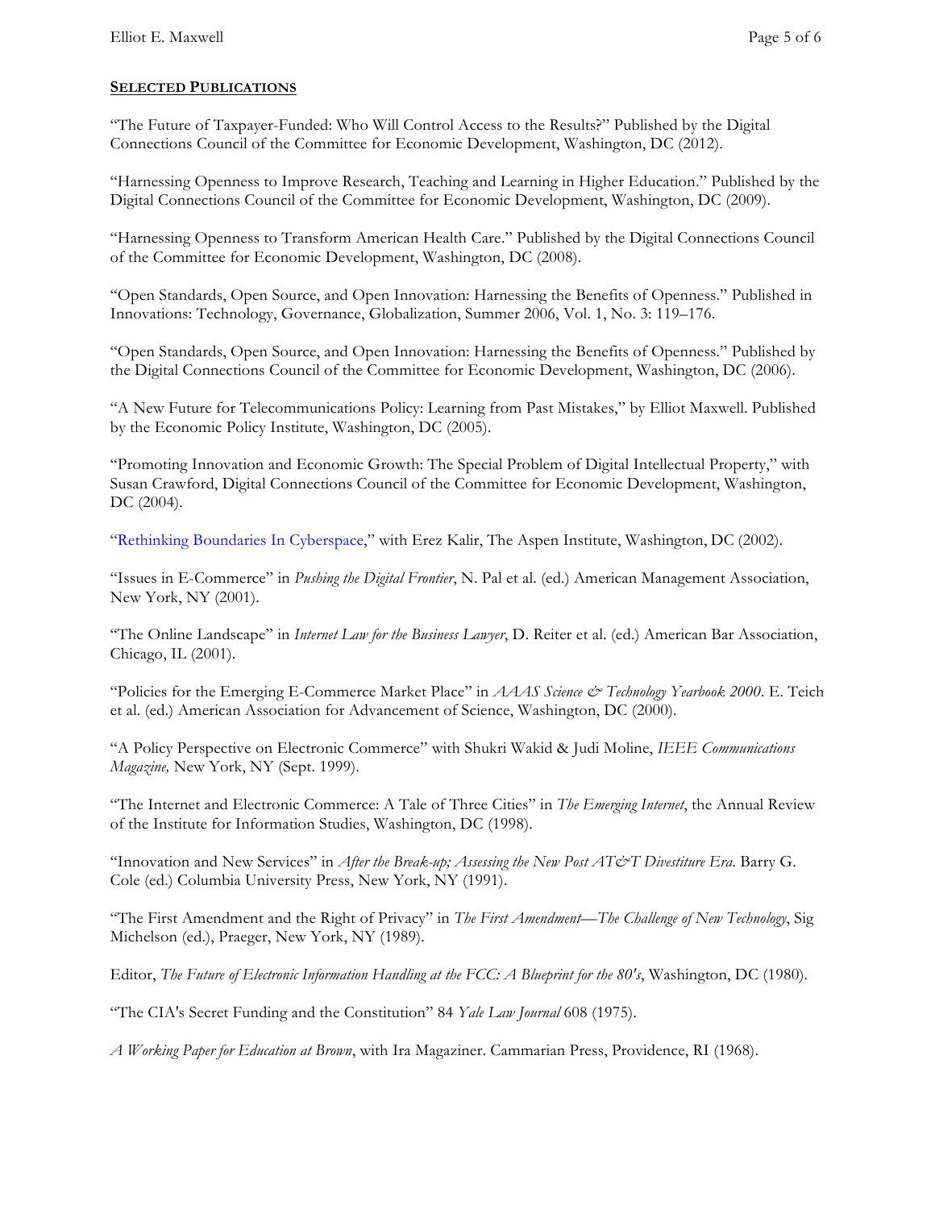## SELECTED PUBLICATIONS

"The Future of Taxpayer-Funded: Who Will Control Access to the Results?" Published by the Digital Connections Council of the Committee for Economic Development, Washington, DC (2012).

"Harnessing Openness to Improve Research, Teaching and Learning in Higher Education." Published by the Digital Connections Council of the Committee for Economic Development, Washington, DC (2009).

"Harnessing Openness to Transform American Health Care." Published by the Digital Connections Council of the Committee for Economic Development, Washington, DC (2008).

"Open Standards, Open Source, and Open Innovation: Harnessing the Benefits of Openness." Published in Innovations: Technology, Governance, Globalization, Summer 2006, Vol. 1, No. 3: 119–176.

"Open Standards, Open Source, and Open Innovation: Harnessing the Benefits of Openness." Published by the Digital Connections Council of the Committee for Economic Development, Washington, DC (2006).

"A New Future for Telecommunications Policy: Learning from Past Mistakes," by Elliot Maxwell. Published by the Economic Policy Institute, Washington, DC (2005).

"Promoting Innovation and Economic Growth: The Special Problem of Digital Intellectual Property," with Susan Crawford, Digital Connections Council of the Committee for Economic Development, Washington, DC (2004).

"Rethinking Boundaries In Cyberspace," with Erez Kalir, The Aspen Institute, Washington, DC (2002).

"Issues in E-Commerce" in *Pushing the Digital Frontier*, N. Pal et al. (ed.) American Management Association, New York, NY (2001).

"The Online Landscape" in *Internet Law for the Business Lawyer*, D. Reiter et al. (ed.) American Bar Association, Chicago, IL (2001).

"Policies for the Emerging E-Commerce Market Place" in *AAAS Science & Technology Yearbook 2000*. E. Teich et al. (ed.) American Association for Advancement of Science, Washington, DC (2000).

"A Policy Perspective on Electronic Commerce" with Shukri Wakid & Judi Moline, *IEEE Communications Magazine,* New York, NY (Sept. 1999).

"The Internet and Electronic Commerce: A Tale of Three Cities" in *The Emerging Internet*, the Annual Review of the Institute for Information Studies, Washington, DC (1998).

"Innovation and New Services" in *After the Break-up; Assessing the New Post AT&T Divestiture Era*. Barry G. Cole (ed.) Columbia University Press, New York, NY (1991).

"The First Amendment and the Right of Privacy" in *The First Amendment—The Challenge of New Technology*, Sig Michelson (ed.), Praeger, New York, NY (1989).

Editor, *The Future of Electronic Information Handling at the FCC: A Blueprint for the 80's*, Washington, DC (1980).

"The CIA's Secret Funding and the Constitution" 84 *Yale Law Journal* 608 (1975).

*A Working Paper for Education at Brown*, with Ira Magaziner. Cammarian Press, Providence, RI (1968).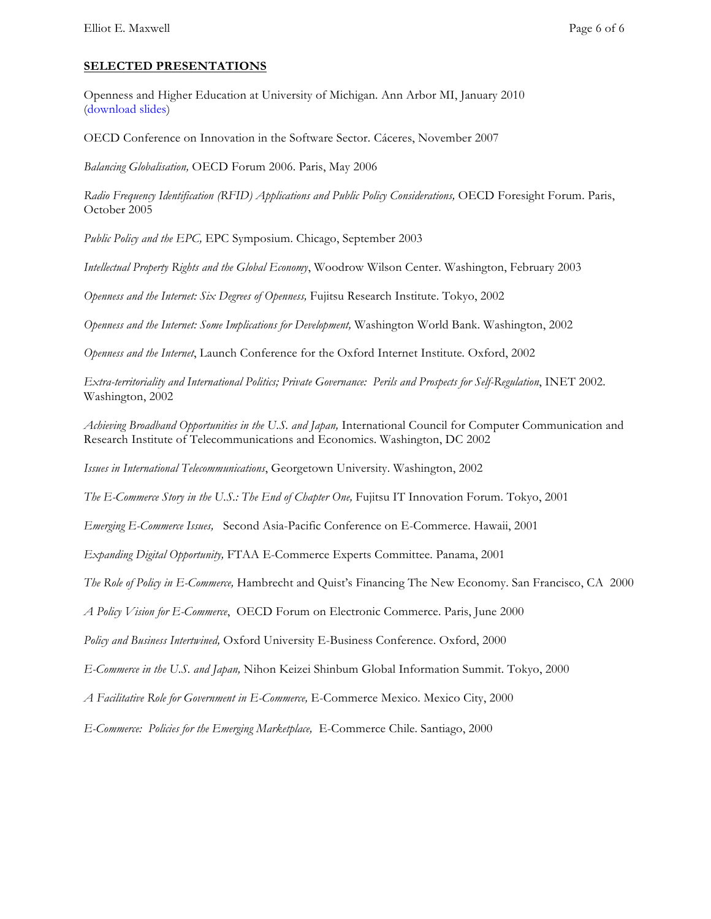## SELECTED PRESENTATIONS

Openness and Higher Education at University of Michigan. Ann Arbor MI, January 2010 (download slides)

OECD Conference on Innovation in the Software Sector. Cáceres, November 2007

*Balancing Globalisation,* OECD Forum 2006. Paris, May 2006

*Radio Frequency Identification (RFID) Applications and Public Policy Considerations,* OECD Foresight Forum. Paris, October 2005

*Public Policy and the EPC,* EPC Symposium. Chicago, September 2003

*Intellectual Property Rights and the Global Economy*, Woodrow Wilson Center. Washington, February 2003

*Openness and the Internet: Six Degrees of Openness,* Fujitsu Research Institute. Tokyo, 2002

*Openness and the Internet: Some Implications for Development,* Washington World Bank. Washington, 2002

*Openness and the Internet*, Launch Conference for the Oxford Internet Institute*.* Oxford, 2002

*Extra-territoriality and International Politics; Private Governance: Perils and Prospects for Self-Regulation*, INET 2002. Washington, 2002

*Achieving Broadband Opportunities in the U.S. and Japan,* International Council for Computer Communication and Research Institute of Telecommunications and Economics. Washington, DC 2002

*Issues in International Telecommunications*, Georgetown University. Washington, 2002

*The E-Commerce Story in the U.S.: The End of Chapter One,* Fujitsu IT Innovation Forum. Tokyo, 2001

*Emerging E-Commerce Issues,* Second Asia-Pacific Conference on E-Commerce. Hawaii, 2001

*Expanding Digital Opportunity,* FTAA E-Commerce Experts Committee. Panama, 2001

*The Role of Policy in E-Commerce,* Hambrecht and Quist's Financing The New Economy. San Francisco, CA 2000

*A Policy Vision for E-Commerce*, OECD Forum on Electronic Commerce. Paris, June 2000

*Policy and Business Intertwined,* Oxford University E-Business Conference. Oxford, 2000

*E-Commerce in the U.S. and Japan,* Nihon Keizei Shinbum Global Information Summit. Tokyo, 2000

*A Facilitative Role for Government in E-Commerce,* E-Commerce Mexico. Mexico City, 2000

*E-Commerce: Policies for the Emerging Marketplace,* E-Commerce Chile. Santiago, 2000